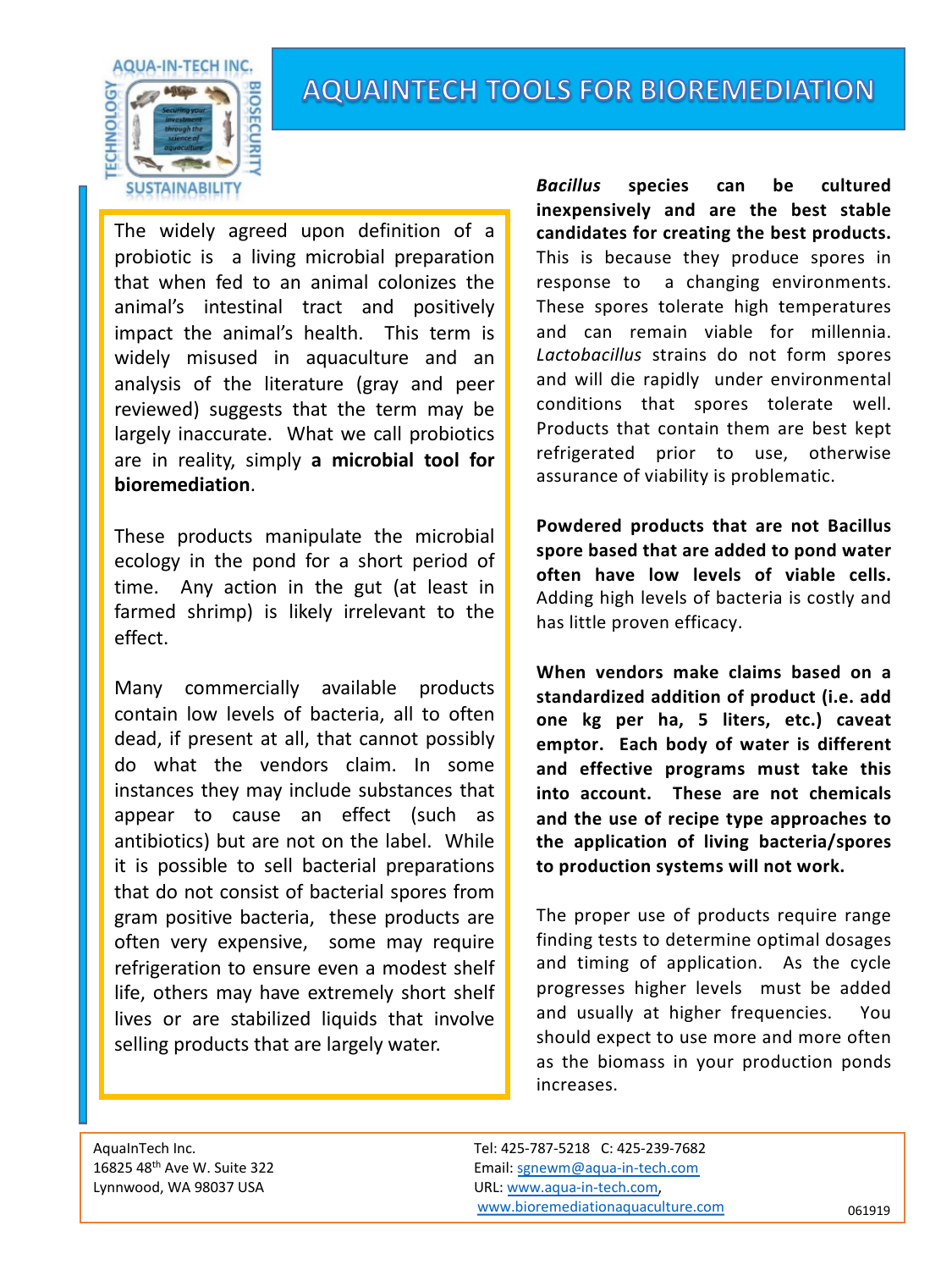# AQUAINTECH TOOLS FOR BIOREMEDIATION

The widely agreed upon definition of a probiotic is a living microbial preparation that when fed to an animal colonizes the animal's intestinal tract and positively impact the animal's health. This term is widely misused in aquaculture and an analysis of the literature (gray and peer reviewed) suggests that the term may be largely inaccurate. What we call probiotics are in reality, simply **a microbial tool for bioremediation**.

These products manipulate the microbial ecology in the pond for a short period of time. Any action in the gut (at least in farmed shrimp) is likely irrelevant to the effect.

Many commercially available products contain low levels of bacteria, all to often dead, if present at all, that cannot possibly do what the vendors claim. In some instances they may include substances that appear to cause an effect (such as antibiotics) but are not on the label. While it is possible to sell bacterial preparations that do not consist of bacterial spores from gram positive bacteria, these products are often very expensive, some may require refrigeration to ensure even a modest shelf life, others may have extremely short shelf lives or are stabilized liquids that involve selling products that are largely water.

***Bacillus* species can be cultured inexpensively and are the best stable candidates for creating the best products.** This is because they produce spores in response to a changing environments. These spores tolerate high temperatures and can remain viable for millennia. *Lactobacillus* strains do not form spores and will die rapidly under environmental conditions that spores tolerate well. Products that contain them are best kept refrigerated prior to use, otherwise assurance of viability is problematic.

**Powdered products that are not Bacillus spore based that are added to pond water often have low levels of viable cells.** Adding high levels of bacteria is costly and has little proven efficacy.

**When vendors make claims based on a standardized addition of product (i.e. add one kg per ha, 5 liters, etc.) caveat emptor. Each body of water is different and effective programs must take this into account. These are not chemicals and the use of recipe type approaches to the application of living bacteria/spores to production systems will not work.**

The proper use of products require range finding tests to determine optimal dosages and timing of application. As the cycle progresses higher levels must be added and usually at higher frequencies. You should expect to use more and more often as the biomass in your production ponds increases.

AquaInTech Inc.
16825 48th Ave W. Suite 322
Lynnwood, WA 98037 USA

Tel: 425-787-5218 C: 425-239-7682
Email: sgnewm@aqua-in-tech.com
URL: www.aqua-in-tech.com, www.bioremediationaquaculture.com

061919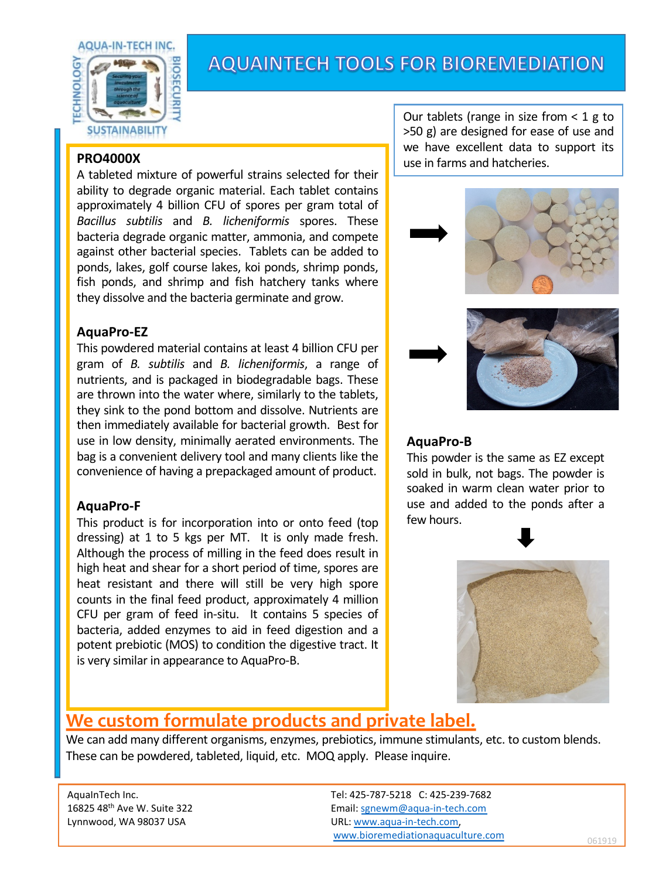AQUA-IN-TECH INC.

TECHNOLOGY · BIOSECURITY · SUSTAINABILITY

# AQUAINTECH TOOLS FOR BIOREMEDIATION

Our tablets (range in size from < 1 g to >50 g) are designed for ease of use and we have excellent data to support its use in farms and hatcheries.

### PRO4000X

A tableted mixture of powerful strains selected for their ability to degrade organic material. Each tablet contains approximately 4 billion CFU of spores per gram total of *Bacillus subtilis* and *B. licheniformis* spores. These bacteria degrade organic matter, ammonia, and compete against other bacterial species. Tablets can be added to ponds, lakes, golf course lakes, koi ponds, shrimp ponds, fish ponds, and shrimp and fish hatchery tanks where they dissolve and the bacteria germinate and grow.

### AquaPro-EZ

This powdered material contains at least 4 billion CFU per gram of *B. subtilis* and *B. licheniformis*, a range of nutrients, and is packaged in biodegradable bags. These are thrown into the water where, similarly to the tablets, they sink to the pond bottom and dissolve. Nutrients are then immediately available for bacterial growth. Best for use in low density, minimally aerated environments. The bag is a convenient delivery tool and many clients like the convenience of having a prepackaged amount of product.

### AquaPro-F

This product is for incorporation into or onto feed (top dressing) at 1 to 5 kgs per MT. It is only made fresh. Although the process of milling in the feed does result in high heat and shear for a short period of time, spores are heat resistant and there will still be very high spore counts in the final feed product, approximately 4 million CFU per gram of feed in-situ. It contains 5 species of bacteria, added enzymes to aid in feed digestion and a potent prebiotic (MOS) to condition the digestive tract. It is very similar in appearance to AquaPro-B.

### AquaPro-B

This powder is the same as EZ except sold in bulk, not bags. The powder is soaked in warm clean water prior to use and added to the ponds after a few hours.

## We custom formulate products and private label.

We can add many different organisms, enzymes, prebiotics, immune stimulants, etc. to custom blends. These can be powdered, tableted, liquid, etc. MOQ apply. Please inquire.

AquaInTech Inc.
16825 48th Ave W. Suite 322
Lynnwood, WA 98037 USA

Tel: 425-787-5218 C: 425-239-7682
Email: sgnewm@aqua-in-tech.com
URL: www.aqua-in-tech.com,
www.bioremediationaquaculture.com

061919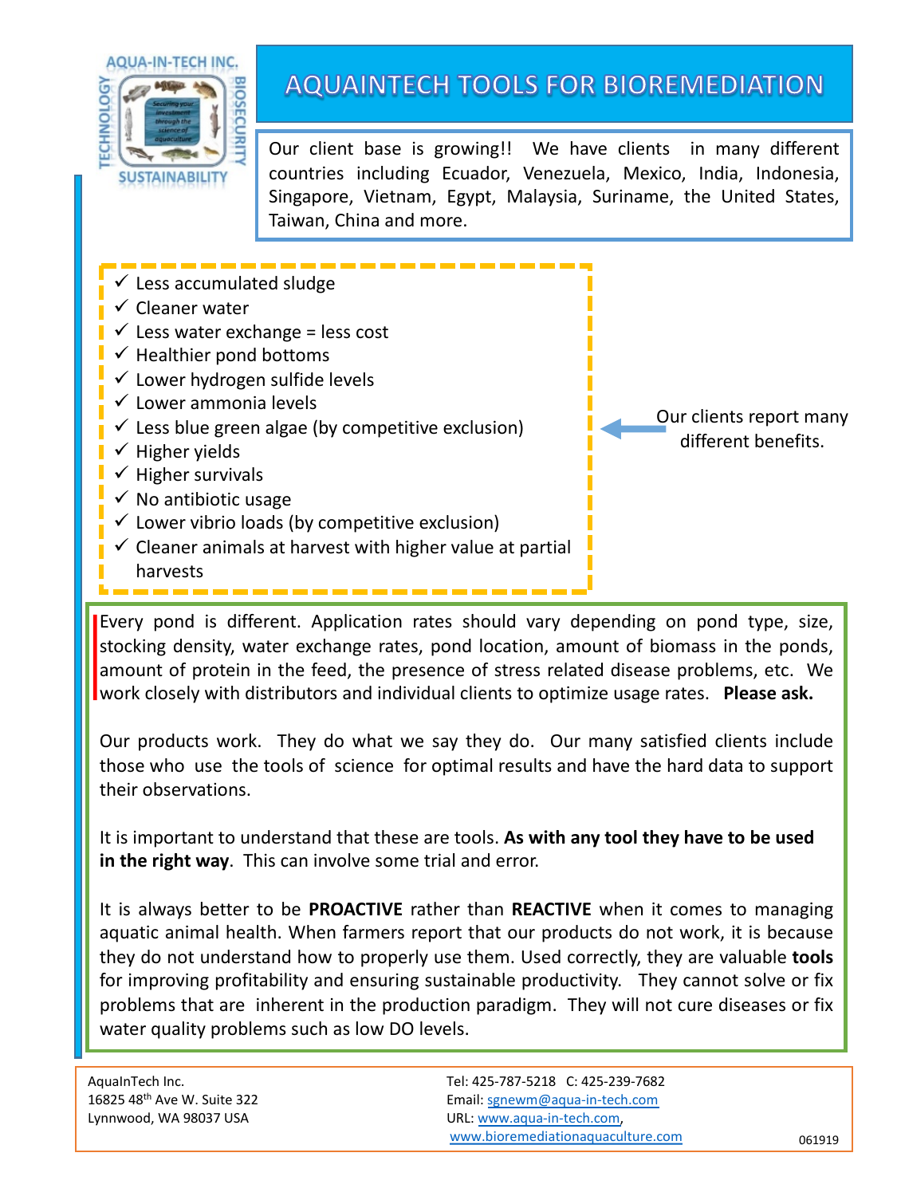AQUA-IN-TECH INC.

TECHNOLOGY BIOSECURITY SUSTAINABILITY

Securing your investment through the science of aquaculture

# AQUAINTECH TOOLS FOR BIOREMEDIATION

Our client base is growing!! We have clients in many different countries including Ecuador, Venezuela, Mexico, India, Indonesia, Singapore, Vietnam, Egypt, Malaysia, Suriname, the United States, Taiwan, China and more.

- ✓ Less accumulated sludge
- ✓ Cleaner water
- ✓ Less water exchange = less cost
- ✓ Healthier pond bottoms
- ✓ Lower hydrogen sulfide levels
- ✓ Lower ammonia levels
- ✓ Less blue green algae (by competitive exclusion)
- ✓ Higher yields
- ✓ Higher survivals
- ✓ No antibiotic usage
- ✓ Lower vibrio loads (by competitive exclusion)
- ✓ Cleaner animals at harvest with higher value at partial harvests

Our clients report many different benefits.

Every pond is different. Application rates should vary depending on pond type, size, stocking density, water exchange rates, pond location, amount of biomass in the ponds, amount of protein in the feed, the presence of stress related disease problems, etc. We work closely with distributors and individual clients to optimize usage rates. **Please ask.**

Our products work. They do what we say they do. Our many satisfied clients include those who use the tools of science for optimal results and have the hard data to support their observations.

It is important to understand that these are tools. **As with any tool they have to be used in the right way**. This can involve some trial and error.

It is always better to be **PROACTIVE** rather than **REACTIVE** when it comes to managing aquatic animal health. When farmers report that our products do not work, it is because they do not understand how to properly use them. Used correctly, they are valuable **tools** for improving profitability and ensuring sustainable productivity. They cannot solve or fix problems that are inherent in the production paradigm. They will not cure diseases or fix water quality problems such as low DO levels.

AquaInTech Inc.
16825 48th Ave W. Suite 322
Lynnwood, WA 98037 USA

Tel: 425-787-5218 C: 425-239-7682
Email: sgnewm@aqua-in-tech.com
URL: www.aqua-in-tech.com, www.bioremediationaquaculture.com

061919